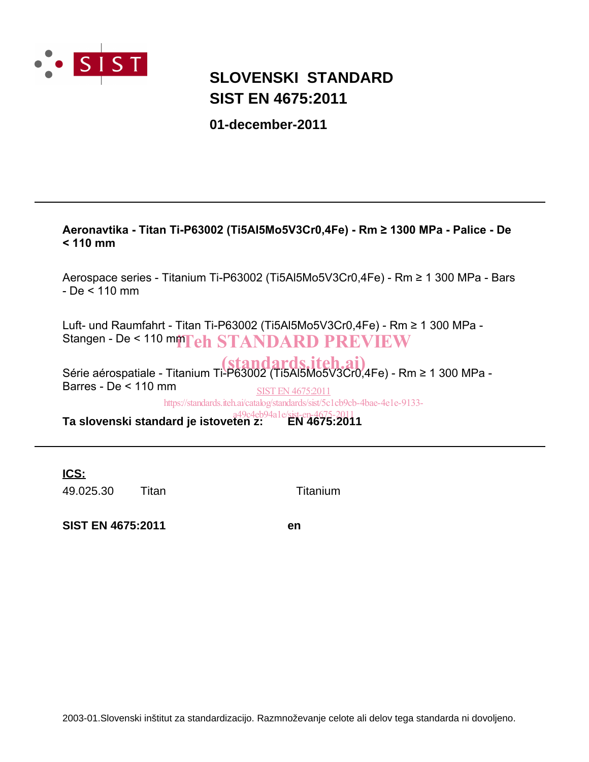# SLOVENSKI STANDARD
# SIST EN 4675:2011

**01-december-2011**

---

**Aeronavtika - Titan Ti-P63002 (Ti5Al5Mo5V3Cr0,4Fe) - Rm ≥ 1300 MPa - Palice - De < 110 mm**

Aerospace series - Titanium Ti-P63002 (Ti5Al5Mo5V3Cr0,4Fe) - Rm ≥ 1 300 MPa - Bars - De < 110 mm

Luft- und Raumfahrt - Titan Ti-P63002 (Ti5Al5Mo5V3Cr0,4Fe) - Rm ≥ 1 300 MPa - Stangen - De < 110 mm

iTeh STANDARD PREVIEW
(standards.iteh.ai)

Série aérospatiale - Titanium Ti-P63002 (Ti5Al5Mo5V3Cr0,4Fe) - Rm ≥ 1 300 MPa - Barres - De < 110 mm

SIST EN 4675:2011
https://standards.iteh.ai/catalog/standards/sist/5c1cb9cb-4bae-4e1e-9133-a49c4eb94a1e/sist-en-4675-2011

**Ta slovenski standard je istoveten z: EN 4675:2011**

---

**ICS:**

| | | |
|---|---|---|
| 49.025.30 | Titan | Titanium |

**SIST EN 4675:2011** **en**

2003-01.Slovenski inštitut za standardizacijo. Razmnoževanje celote ali delov tega standarda ni dovoljeno.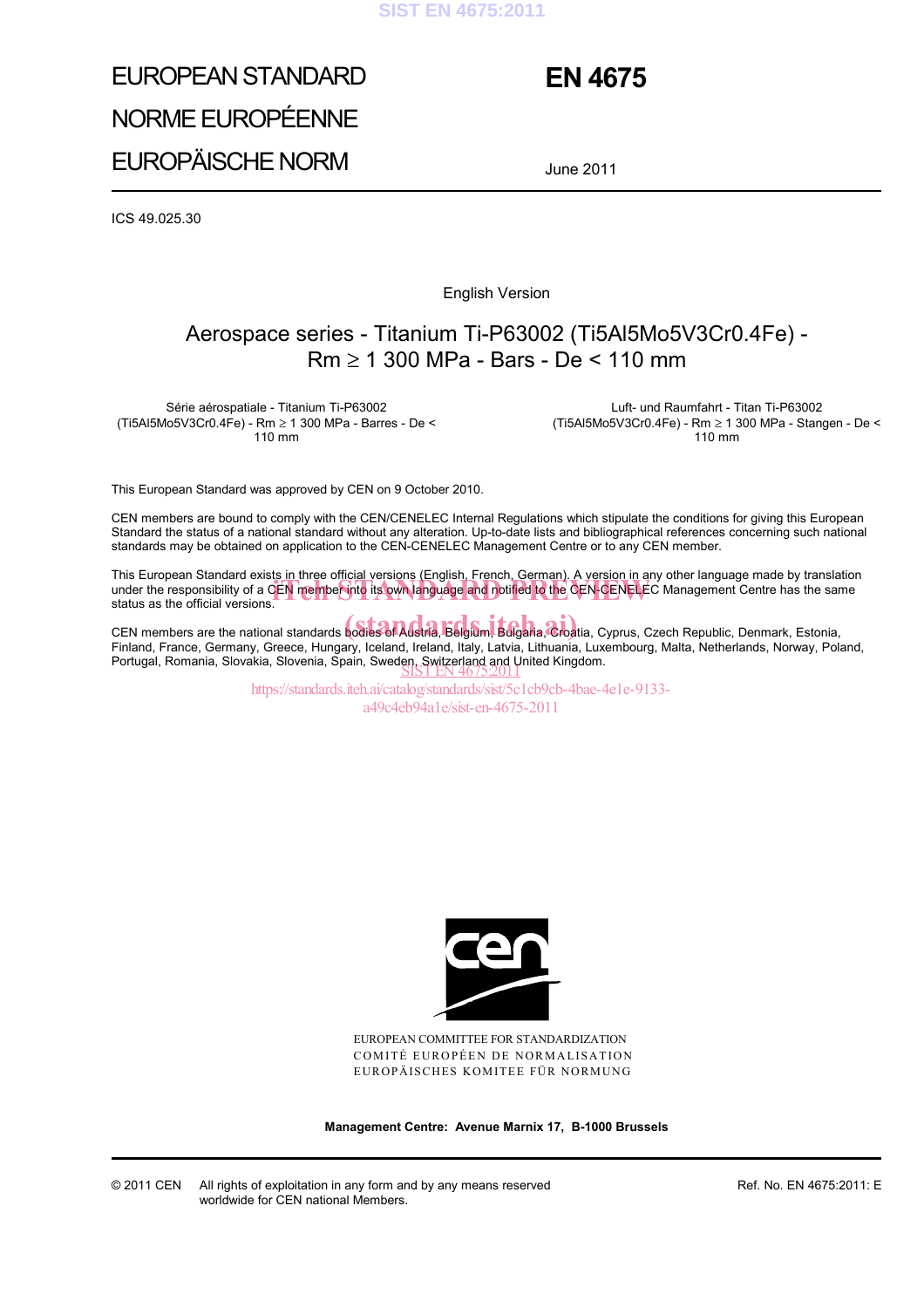# EUROPEAN STANDARD

# NORME EUROPÉENNE

# EUROPÄISCHE NORM

# EN 4675

June 2011

ICS 49.025.30

English Version

## Aerospace series - Titanium Ti-P63002 (Ti5Al5Mo5V3Cr0.4Fe) - Rm ≥ 1 300 MPa - Bars - De < 110 mm

Série aérospatiale - Titanium Ti-P63002 (Ti5Al5Mo5V3Cr0.4Fe) - Rm ≥ 1 300 MPa - Barres - De < 110 mm

Luft- und Raumfahrt - Titan Ti-P63002 (Ti5Al5Mo5V3Cr0.4Fe) - Rm ≥ 1 300 MPa - Stangen - De < 110 mm

This European Standard was approved by CEN on 9 October 2010.

CEN members are bound to comply with the CEN/CENELEC Internal Regulations which stipulate the conditions for giving this European Standard the status of a national standard without any alteration. Up-to-date lists and bibliographical references concerning such national standards may be obtained on application to the CEN-CENELEC Management Centre or to any CEN member.

This European Standard exists in three official versions (English, French, German). A version in any other language made by translation under the responsibility of a CEN member into its own language and notified to the CEN-CENELEC Management Centre has the same status as the official versions.

CEN members are the national standards bodies of Austria, Belgium, Bulgaria, Croatia, Cyprus, Czech Republic, Denmark, Estonia, Finland, France, Germany, Greece, Hungary, Iceland, Ireland, Italy, Latvia, Lithuania, Luxembourg, Malta, Netherlands, Norway, Poland, Portugal, Romania, Slovakia, Slovenia, Spain, Sweden, Switzerland and United Kingdom.

EUROPEAN COMMITTEE FOR STANDARDIZATION
COMITÉ EUROPÉEN DE NORMALISATION
EUROPÄISCHES KOMITEE FÜR NORMUNG

**Management Centre: Avenue Marnix 17, B-1000 Brussels**

© 2011 CEN All rights of exploitation in any form and by any means reserved worldwide for CEN national Members.

Ref. No. EN 4675:2011: E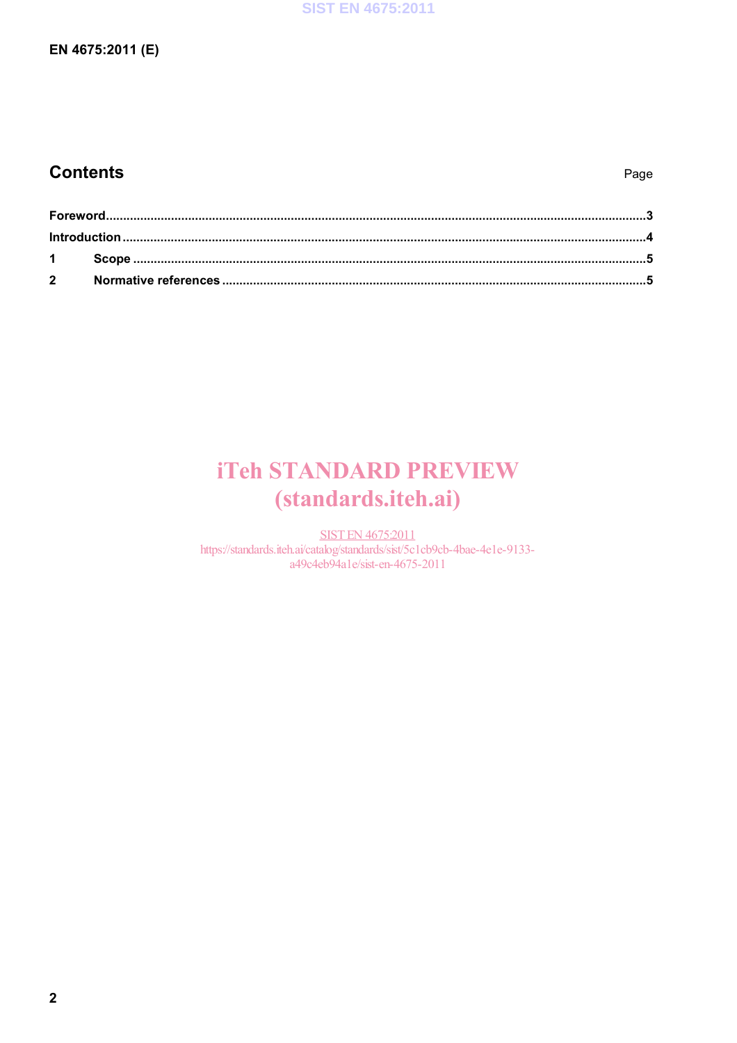## Contents

Page

Foreword ... 3

Introduction ... 4

1 Scope ... 5

2 Normative references ... 5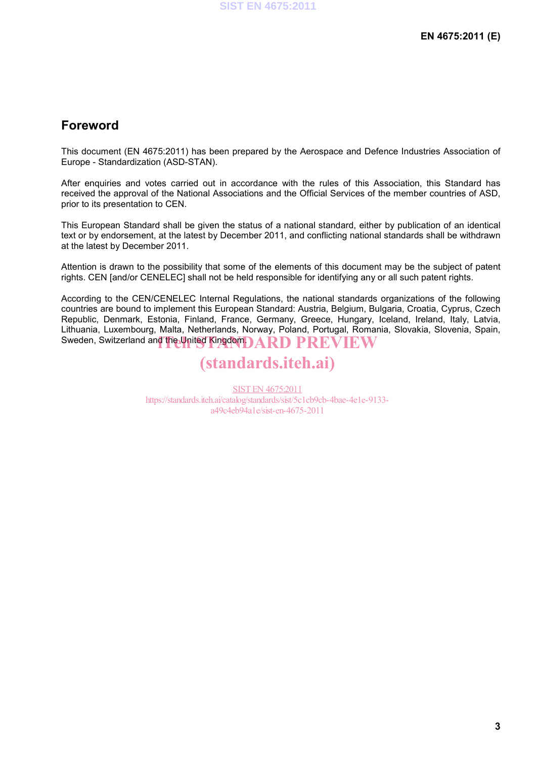## Foreword

This document (EN 4675:2011) has been prepared by the Aerospace and Defence Industries Association of Europe - Standardization (ASD-STAN).

After enquiries and votes carried out in accordance with the rules of this Association, this Standard has received the approval of the National Associations and the Official Services of the member countries of ASD, prior to its presentation to CEN.

This European Standard shall be given the status of a national standard, either by publication of an identical text or by endorsement, at the latest by December 2011, and conflicting national standards shall be withdrawn at the latest by December 2011.

Attention is drawn to the possibility that some of the elements of this document may be the subject of patent rights. CEN [and/or CENELEC] shall not be held responsible for identifying any or all such patent rights.

According to the CEN/CENELEC Internal Regulations, the national standards organizations of the following countries are bound to implement this European Standard: Austria, Belgium, Bulgaria, Croatia, Cyprus, Czech Republic, Denmark, Estonia, Finland, France, Germany, Greece, Hungary, Iceland, Ireland, Italy, Latvia, Lithuania, Luxembourg, Malta, Netherlands, Norway, Poland, Portugal, Romania, Slovakia, Slovenia, Spain, Sweden, Switzerland and the United Kingdom.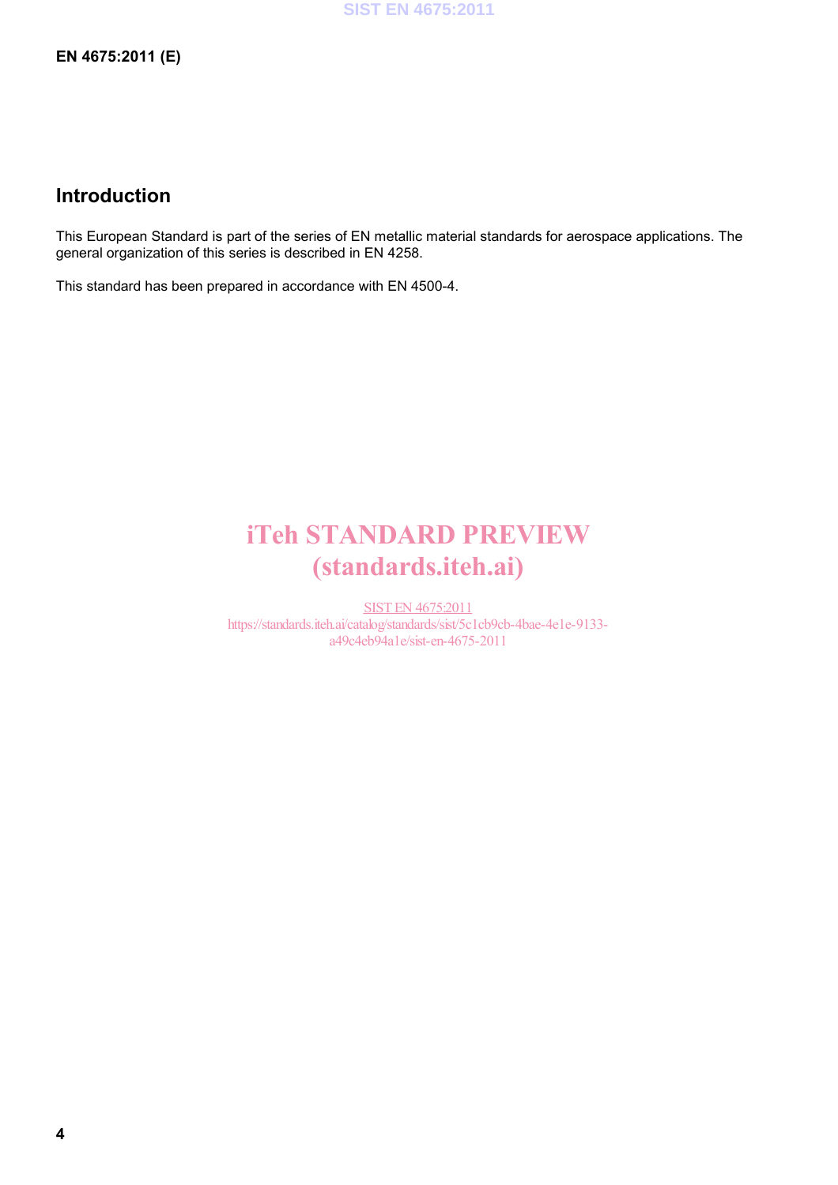## Introduction

This European Standard is part of the series of EN metallic material standards for aerospace applications. The general organization of this series is described in EN 4258.

This standard has been prepared in accordance with EN 4500-4.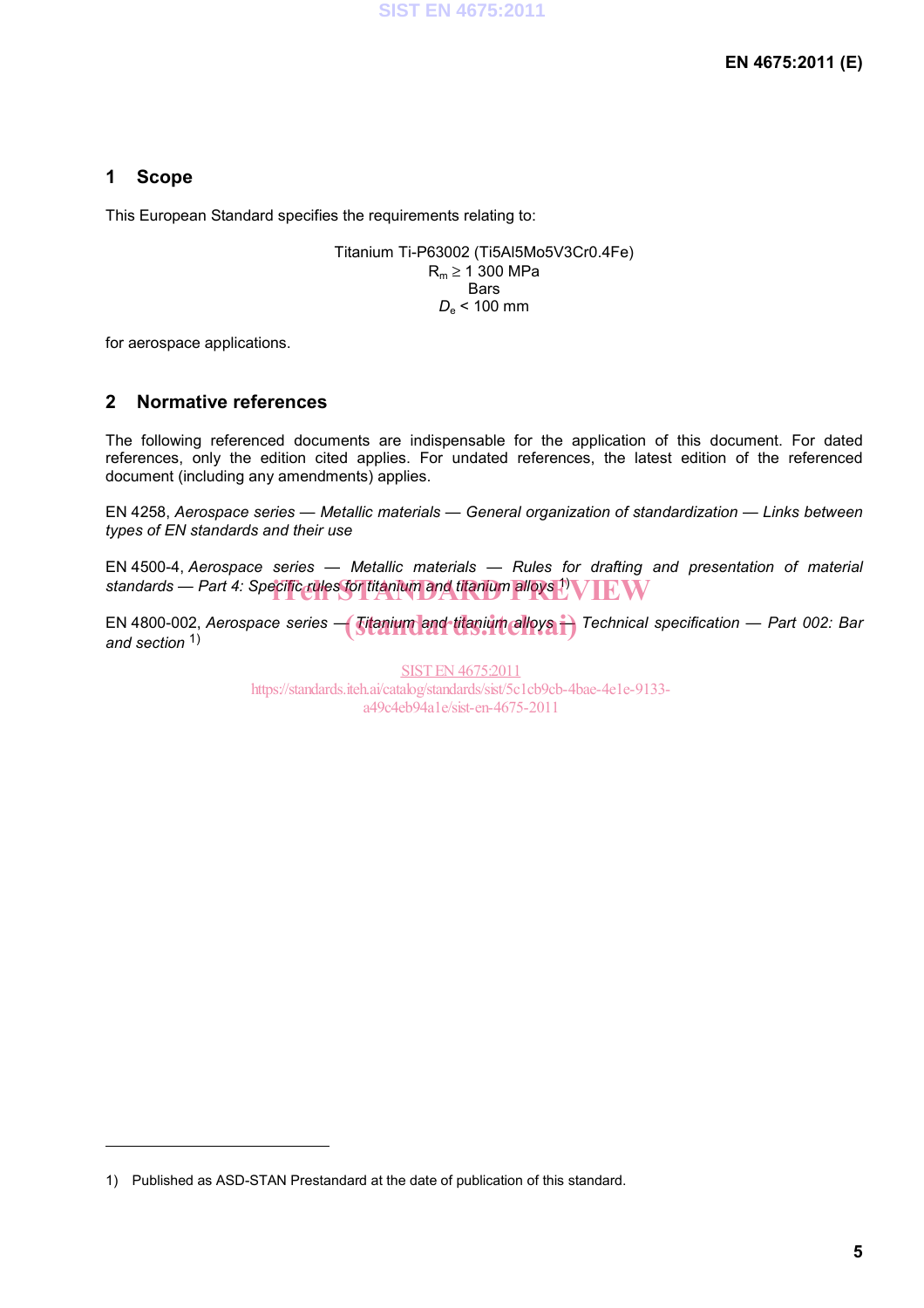## 1 Scope

This European Standard specifies the requirements relating to:

Titanium Ti-P63002 (Ti5Al5Mo5V3Cr0.4Fe)
$R_m \geq 1\ 300$ MPa
Bars
$D_e < 100$ mm

for aerospace applications.

## 2 Normative references

The following referenced documents are indispensable for the application of this document. For dated references, only the edition cited applies. For undated references, the latest edition of the referenced document (including any amendments) applies.

EN 4258, *Aerospace series — Metallic materials — General organization of standardization — Links between types of EN standards and their use*

EN 4500-4, *Aerospace series — Metallic materials — Rules for drafting and presentation of material standards — Part 4: Specific rules for titanium and titanium alloys* [1)]

EN 4800-002, *Aerospace series — Titanium and titanium alloys — Technical specification — Part 002: Bar and section* [1)]

---

1) Published as ASD-STAN Prestandard at the date of publication of this standard.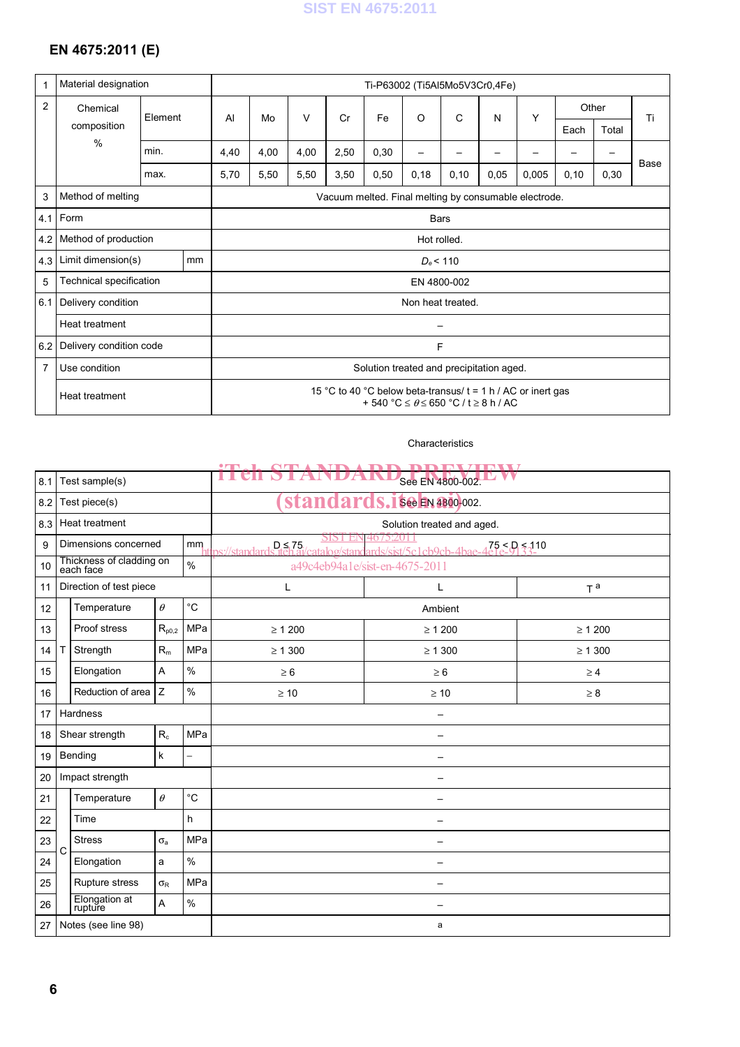# EN 4675:2011 (E)

| 1 | Material designation | | Ti-P63002 (Ti5Al5Mo5V3Cr0,4Fe) | | | | | | | | | | | |
|---|---|---|---|---|---|---|---|---|---|---|---|---|---|---|
| 2 | Chemical composition % | Element | Al | Mo | V | Cr | Fe | O | C | N | Y | Other Each | Other Total | Ti |
| | | min. | 4,40 | 4,00 | 4,00 | 2,50 | 0,30 | – | – | – | – | – | – | Base |
| | | max. | 5,70 | 5,50 | 5,50 | 3,50 | 0,50 | 0,18 | 0,10 | 0,05 | 0,005 | 0,10 | 0,30 | |
| 3 | Method of melting | | Vacuum melted. Final melting by consumable electrode. | | | | | | | | | | | |
| 4.1 | Form | | Bars | | | | | | | | | | | |
| 4.2 | Method of production | | Hot rolled. | | | | | | | | | | | |
| 4.3 | Limit dimension(s) | mm | $D_e$ < 110 | | | | | | | | | | | |
| 5 | Technical specification | | EN 4800-002 | | | | | | | | | | | |
| 6.1 | Delivery condition | | Non heat treated. | | | | | | | | | | | |
| | Heat treatment | | – | | | | | | | | | | | |
| 6.2 | Delivery condition code | | F | | | | | | | | | | | |
| 7 | Use condition | | Solution treated and precipitation aged. | | | | | | | | | | | |
| | Heat treatment | | 15 °C to 40 °C below beta-transus/ t = 1 h / AC or inert gas + 540 °C ≤ $\theta$ ≤ 650 °C / t ≥ 8 h / AC | | | | | | | | | | | |

Characteristics

| | | | | | | | |
|---|---|---|---|---|---|---|---|
| 8.1 | Test sample(s) | | | | See EN 4800-002. | | |
| 8.2 | Test piece(s) | | | | See EN 4800-002. | | |
| 8.3 | Heat treatment | | | | Solution treated and aged. | | |
| 9 | Dimensions concerned | | | mm | D ≤ 75 | 75 < D ≤ 110 | |
| 10 | Thickness of cladding on each face | | | % | | | |
| 11 | Direction of test piece | | | | L | L | T [a] |
| 12 | T | Temperature | $\theta$ | °C | Ambient | | |
| 13 | | Proof stress | $R_{p0,2}$ | MPa | ≥ 1 200 | ≥ 1 200 | ≥ 1 200 |
| 14 | | Strength | $R_m$ | MPa | ≥ 1 300 | ≥ 1 300 | ≥ 1 300 |
| 15 | | Elongation | A | % | ≥ 6 | ≥ 6 | ≥ 4 |
| 16 | | Reduction of area | Z | % | ≥ 10 | ≥ 10 | ≥ 8 |
| 17 | Hardness | | | | – | | |
| 18 | Shear strength | | $R_c$ | MPa | – | | |
| 19 | Bending | | k | – | – | | |
| 20 | Impact strength | | | | – | | |
| 21 | C | Temperature | $\theta$ | °C | – | | |
| 22 | | Time | | h | – | | |
| 23 | | Stress | $\sigma_a$ | MPa | – | | |
| 24 | | Elongation | a | % | – | | |
| 25 | | Rupture stress | $\sigma_R$ | MPa | – | | |
| 26 | | Elongation at rupture | A | % | – | | |
| 27 | Notes (see line 98) | | | | a | | |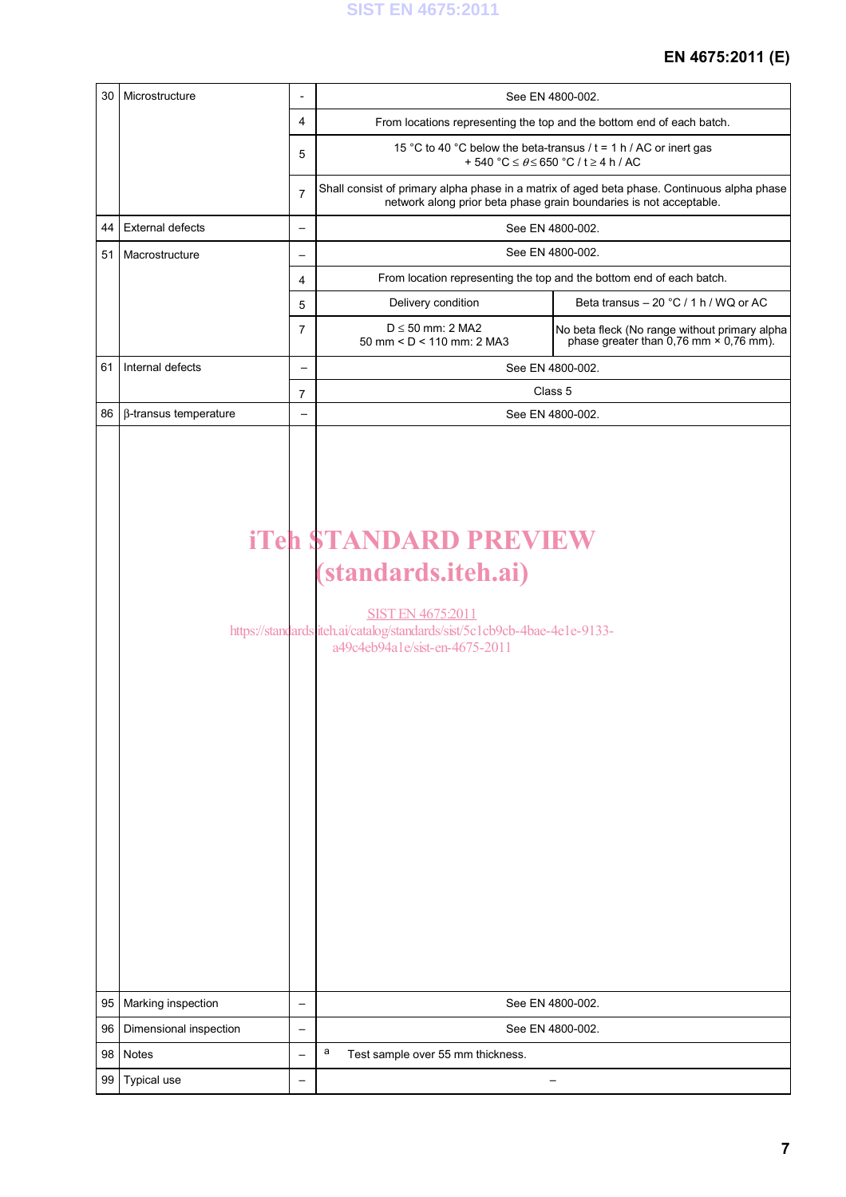| | | | | |
|---|---|---|---|---|
| 30 | Microstructure | - | See EN 4800-002. | |
| | | 4 | From locations representing the top and the bottom end of each batch. | |
| | | 5 | 15 °C to 40 °C below the beta-transus / t = 1 h / AC or inert gas<br>+ 540 °C ≤ $\theta$ ≤ 650 °C / t ≥ 4 h / AC | |
| | | 7 | Shall consist of primary alpha phase in a matrix of aged beta phase. Continuous alpha phase network along prior beta phase grain boundaries is not acceptable. | |
| 44 | External defects | – | See EN 4800-002. | |
| 51 | Macrostructure | – | See EN 4800-002. | |
| | | 4 | From location representing the top and the bottom end of each batch. | |
| | | 5 | Delivery condition | Beta transus – 20 °C / 1 h / WQ or AC |
| | | 7 | D ≤ 50 mm: 2 MA2<br>50 mm < D < 110 mm: 2 MA3 | No beta fleck (No range without primary alpha phase greater than 0,76 mm × 0,76 mm). |
| 61 | Internal defects | – | See EN 4800-002. | |
| | | 7 | Class 5 | |
| 86 | β-transus temperature | – | See EN 4800-002. | |
| 95 | Marking inspection | – | See EN 4800-002. | |
| 96 | Dimensional inspection | – | See EN 4800-002. | |
| 98 | Notes | – | [a] Test sample over 55 mm thickness. | |
| 99 | Typical use | – | – | |